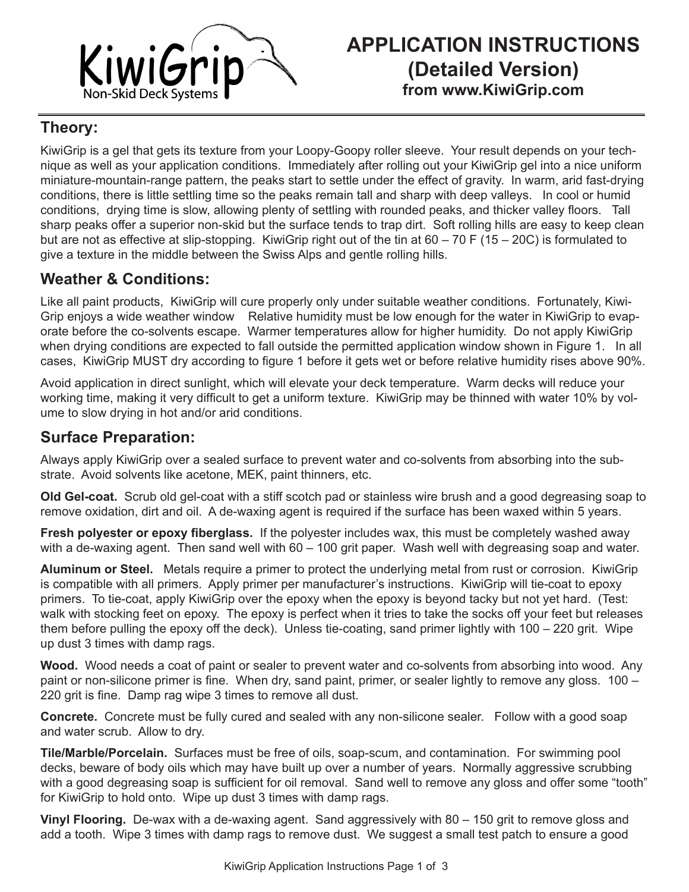# APPLICATION INSTRUCTIONS (Detailed Version)

**from www.KiwiGrip.com**

KiwiGrip Non-Skid Deck Systems

## Theory:

KiwiGrip is a gel that gets its texture from your Loopy-Goopy roller sleeve. Your result depends on your technique as well as your application conditions. Immediately after rolling out your KiwiGrip gel into a nice uniform miniature-mountain-range pattern, the peaks start to settle under the effect of gravity. In warm, arid fast-drying conditions, there is little settling time so the peaks remain tall and sharp with deep valleys. In cool or humid conditions, drying time is slow, allowing plenty of settling with rounded peaks, and thicker valley floors. Tall sharp peaks offer a superior non-skid but the surface tends to trap dirt. Soft rolling hills are easy to keep clean but are not as effective at slip-stopping. KiwiGrip right out of the tin at 60 – 70 F (15 – 20C) is formulated to give a texture in the middle between the Swiss Alps and gentle rolling hills.

## Weather & Conditions:

Like all paint products, KiwiGrip will cure properly only under suitable weather conditions. Fortunately, KiwiGrip enjoys a wide weather window Relative humidity must be low enough for the water in KiwiGrip to evaporate before the co-solvents escape. Warmer temperatures allow for higher humidity. Do not apply KiwiGrip when drying conditions are expected to fall outside the permitted application window shown in Figure 1. In all cases, KiwiGrip MUST dry according to figure 1 before it gets wet or before relative humidity rises above 90%.

Avoid application in direct sunlight, which will elevate your deck temperature. Warm decks will reduce your working time, making it very difficult to get a uniform texture. KiwiGrip may be thinned with water 10% by volume to slow drying in hot and/or arid conditions.

## Surface Preparation:

Always apply KiwiGrip over a sealed surface to prevent water and co-solvents from absorbing into the substrate. Avoid solvents like acetone, MEK, paint thinners, etc.

**Old Gel-coat.** Scrub old gel-coat with a stiff scotch pad or stainless wire brush and a good degreasing soap to remove oxidation, dirt and oil. A de-waxing agent is required if the surface has been waxed within 5 years.

**Fresh polyester or epoxy fiberglass.** If the polyester includes wax, this must be completely washed away with a de-waxing agent. Then sand well with 60 – 100 grit paper. Wash well with degreasing soap and water.

**Aluminum or Steel.** Metals require a primer to protect the underlying metal from rust or corrosion. KiwiGrip is compatible with all primers. Apply primer per manufacturer's instructions. KiwiGrip will tie-coat to epoxy primers. To tie-coat, apply KiwiGrip over the epoxy when the epoxy is beyond tacky but not yet hard. (Test: walk with stocking feet on epoxy. The epoxy is perfect when it tries to take the socks off your feet but releases them before pulling the epoxy off the deck). Unless tie-coating, sand primer lightly with 100 – 220 grit. Wipe up dust 3 times with damp rags.

**Wood.** Wood needs a coat of paint or sealer to prevent water and co-solvents from absorbing into wood. Any paint or non-silicone primer is fine. When dry, sand paint, primer, or sealer lightly to remove any gloss. 100 – 220 grit is fine. Damp rag wipe 3 times to remove all dust.

**Concrete.** Concrete must be fully cured and sealed with any non-silicone sealer. Follow with a good soap and water scrub. Allow to dry.

**Tile/Marble/Porcelain.** Surfaces must be free of oils, soap-scum, and contamination. For swimming pool decks, beware of body oils which may have built up over a number of years. Normally aggressive scrubbing with a good degreasing soap is sufficient for oil removal. Sand well to remove any gloss and offer some "tooth" for KiwiGrip to hold onto. Wipe up dust 3 times with damp rags.

**Vinyl Flooring.** De-wax with a de-waxing agent. Sand aggressively with 80 – 150 grit to remove gloss and add a tooth. Wipe 3 times with damp rags to remove dust. We suggest a small test patch to ensure a good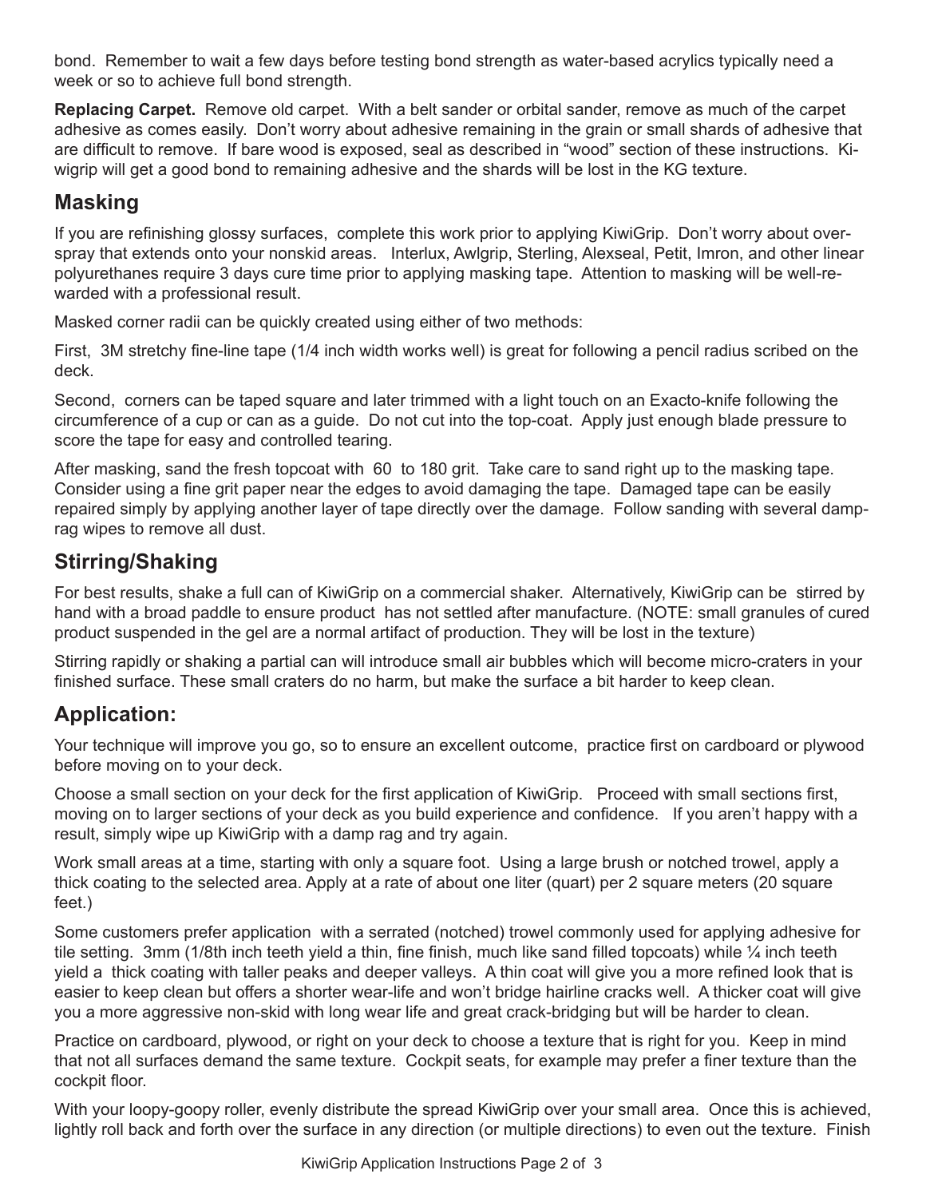bond.  Remember to wait a few days before testing bond strength as water-based acrylics typically need a week or so to achieve full bond strength.

**Replacing Carpet.** Remove old carpet.  With a belt sander or orbital sander, remove as much of the carpet adhesive as comes easily.  Don't worry about adhesive remaining in the grain or small shards of adhesive that are difficult to remove.  If bare wood is exposed, seal as described in "wood" section of these instructions.  Kiwigrip will get a good bond to remaining adhesive and the shards will be lost in the KG texture.

## Masking

If you are refinishing glossy surfaces,  complete this work prior to applying KiwiGrip.  Don't worry about overspray that extends onto your nonskid areas.   Interlux, Awlgrip, Sterling, Alexseal, Petit, Imron, and other linear polyurethanes require 3 days cure time prior to applying masking tape.  Attention to masking will be well-rewarded with a professional result.

Masked corner radii can be quickly created using either of two methods:

First,  3M stretchy fine-line tape (1/4 inch width works well) is great for following a pencil radius scribed on the deck.

Second,  corners can be taped square and later trimmed with a light touch on an Exacto-knife following the circumference of a cup or can as a guide.  Do not cut into the top-coat.  Apply just enough blade pressure to score the tape for easy and controlled tearing.

After masking, sand the fresh topcoat with  60  to 180 grit.  Take care to sand right up to the masking tape.  Consider using a fine grit paper near the edges to avoid damaging the tape.  Damaged tape can be easily repaired simply by applying another layer of tape directly over the damage.  Follow sanding with several damp-rag wipes to remove all dust.

## Stirring/Shaking

For best results, shake a full can of KiwiGrip on a commercial shaker.  Alternatively, KiwiGrip can be  stirred by hand with a broad paddle to ensure product  has not settled after manufacture. (NOTE: small granules of cured product suspended in the gel are a normal artifact of production. They will be lost in the texture)

Stirring rapidly or shaking a partial can will introduce small air bubbles which will become micro-craters in your finished surface. These small craters do no harm, but make the surface a bit harder to keep clean.

## Application:

Your technique will improve you go, so to ensure an excellent outcome,  practice first on cardboard or plywood before moving on to your deck.

Choose a small section on your deck for the first application of KiwiGrip.   Proceed with small sections first, moving on to larger sections of your deck as you build experience and confidence.   If you aren't happy with a result, simply wipe up KiwiGrip with a damp rag and try again.

Work small areas at a time, starting with only a square foot.  Using a large brush or notched trowel, apply a thick coating to the selected area. Apply at a rate of about one liter (quart) per 2 square meters (20 square feet.)

Some customers prefer application  with a serrated (notched) trowel commonly used for applying adhesive for tile setting.  3mm (1/8th inch teeth yield a thin, fine finish, much like sand filled topcoats) while ¼ inch teeth yield a  thick coating with taller peaks and deeper valleys.  A thin coat will give you a more refined look that is easier to keep clean but offers a shorter wear-life and won't bridge hairline cracks well.  A thicker coat will give you a more aggressive non-skid with long wear life and great crack-bridging but will be harder to clean.

Practice on cardboard, plywood, or right on your deck to choose a texture that is right for you.  Keep in mind that not all surfaces demand the same texture.  Cockpit seats, for example may prefer a finer texture than the cockpit floor.

With your loopy-goopy roller, evenly distribute the spread KiwiGrip over your small area.  Once this is achieved, lightly roll back and forth over the surface in any direction (or multiple directions) to even out the texture.  Finish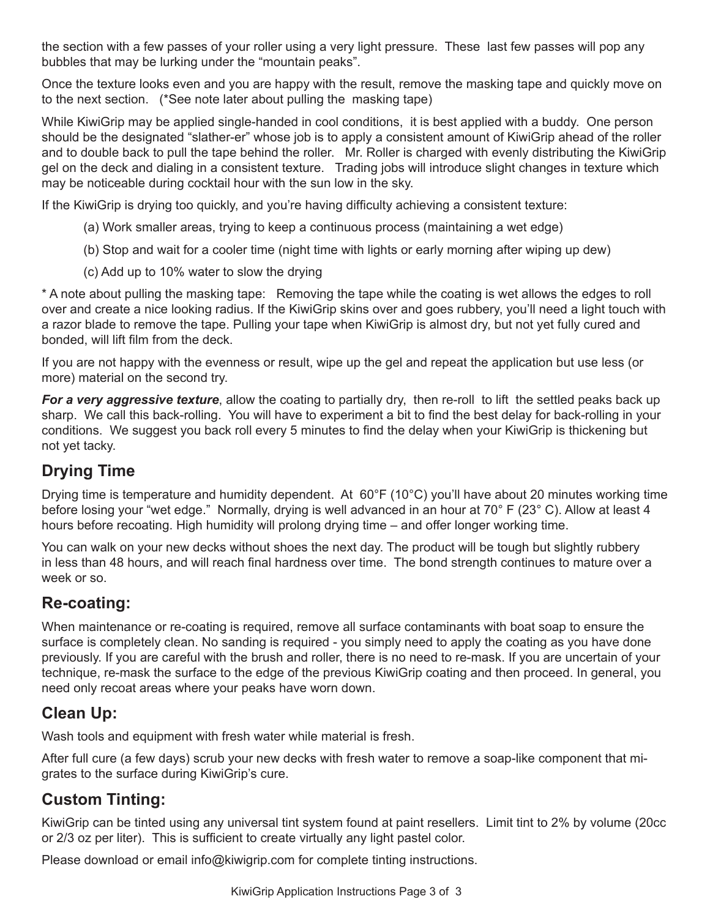the section with a few passes of your roller using a very light pressure. These last few passes will pop any bubbles that may be lurking under the "mountain peaks".

Once the texture looks even and you are happy with the result, remove the masking tape and quickly move on to the next section. (*See note later about pulling the masking tape)

While KiwiGrip may be applied single-handed in cool conditions, it is best applied with a buddy. One person should be the designated "slather-er" whose job is to apply a consistent amount of KiwiGrip ahead of the roller and to double back to pull the tape behind the roller. Mr. Roller is charged with evenly distributing the KiwiGrip gel on the deck and dialing in a consistent texture. Trading jobs will introduce slight changes in texture which may be noticeable during cocktail hour with the sun low in the sky.

If the KiwiGrip is drying too quickly, and you're having difficulty achieving a consistent texture:

(a) Work smaller areas, trying to keep a continuous process (maintaining a wet edge)

(b) Stop and wait for a cooler time (night time with lights or early morning after wiping up dew)

(c) Add up to 10% water to slow the drying

* A note about pulling the masking tape: Removing the tape while the coating is wet allows the edges to roll over and create a nice looking radius. If the KiwiGrip skins over and goes rubbery, you'll need a light touch with a razor blade to remove the tape. Pulling your tape when KiwiGrip is almost dry, but not yet fully cured and bonded, will lift film from the deck.

If you are not happy with the evenness or result, wipe up the gel and repeat the application but use less (or more) material on the second try.

***For a very aggressive texture***, allow the coating to partially dry, then re-roll to lift the settled peaks back up sharp. We call this back-rolling. You will have to experiment a bit to find the best delay for back-rolling in your conditions. We suggest you back roll every 5 minutes to find the delay when your KiwiGrip is thickening but not yet tacky.

## Drying Time

Drying time is temperature and humidity dependent. At 60°F (10°C) you'll have about 20 minutes working time before losing your "wet edge." Normally, drying is well advanced in an hour at 70° F (23° C). Allow at least 4 hours before recoating. High humidity will prolong drying time – and offer longer working time.

You can walk on your new decks without shoes the next day. The product will be tough but slightly rubbery in less than 48 hours, and will reach final hardness over time. The bond strength continues to mature over a week or so.

## Re-coating:

When maintenance or re-coating is required, remove all surface contaminants with boat soap to ensure the surface is completely clean. No sanding is required - you simply need to apply the coating as you have done previously. If you are careful with the brush and roller, there is no need to re-mask. If you are uncertain of your technique, re-mask the surface to the edge of the previous KiwiGrip coating and then proceed. In general, you need only recoat areas where your peaks have worn down.

## Clean Up:

Wash tools and equipment with fresh water while material is fresh.

After full cure (a few days) scrub your new decks with fresh water to remove a soap-like component that migrates to the surface during KiwiGrip's cure.

## Custom Tinting:

KiwiGrip can be tinted using any universal tint system found at paint resellers. Limit tint to 2% by volume (20cc or 2/3 oz per liter). This is sufficient to create virtually any light pastel color.

Please download or email info@kiwigrip.com for complete tinting instructions.